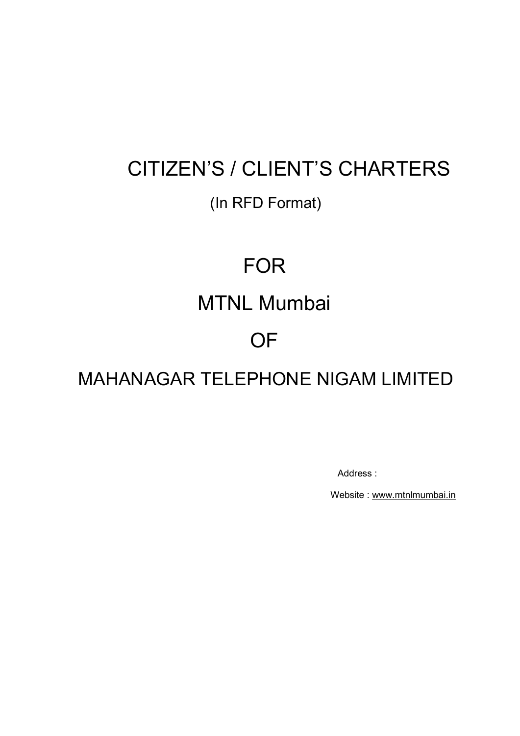# CITIZEN'S / CLIENT'S CHARTERS

(In RFD Format)

# FOR

# MTNL Mumbai

# OF

# MAHANAGAR TELEPHONE NIGAM LIMITED

Address :

Website : www.mtnlmumbai.in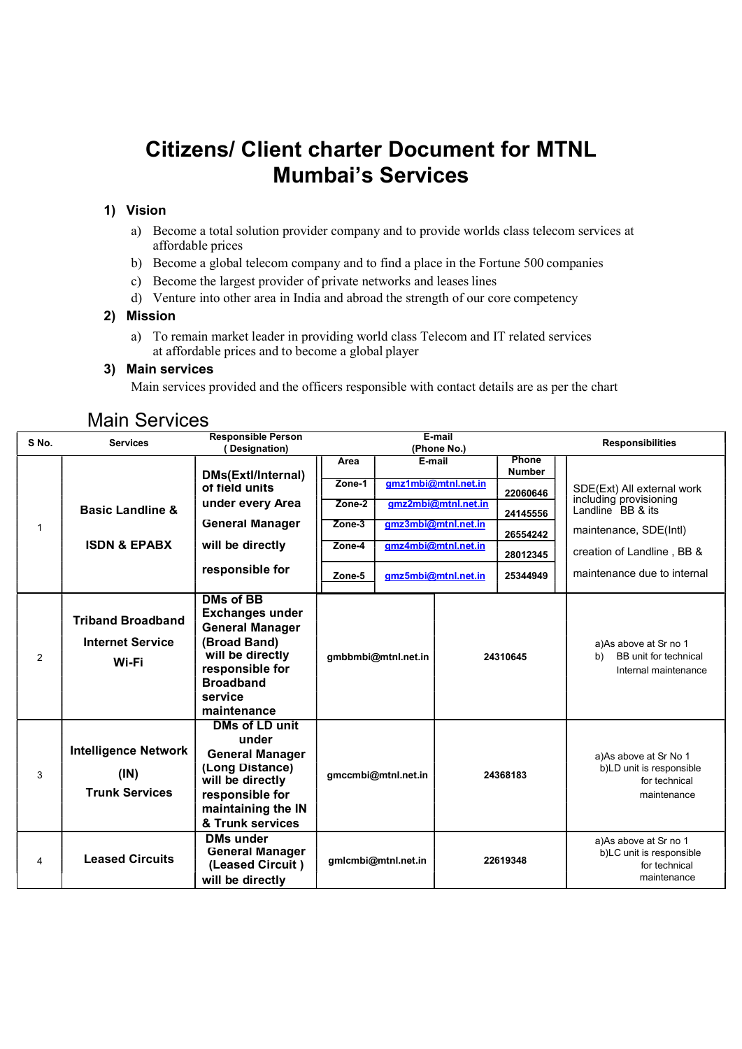# Citizens/ Client charter Document for MTNL Mumbai's Services

## 1) Vision

a) Become a total solution provider company and to provide worlds class telecom services at affordable prices
b) Become a global telecom company and to find a place in the Fortune 500 companies
c) Become the largest provider of private networks and leases lines
d) Venture into other area in India and abroad the strength of our core competency

## 2) Mission

a) To remain market leader in providing world class Telecom and IT related services at affordable prices and to become a global player

## 3) Main services

Main services provided and the officers responsible with contact details are as per the chart

## Main Services

| S No. | Services | Responsible Person ( Designation) | E-mail (Phone No.) | | | Responsibilities |
|---|---|---|---|---|---|---|
| | | | Area | E-mail | Phone Number | |
| 1 | Basic Landline & ISDN & EPABX | DMs(Extl/Internal) of field units under every Area General Manager will be directly responsible for | Zone-1 | gmz1mbi@mtnl.net.in | 22060646 | SDE(Ext) All external work including provisioning Landline BB & its maintenance, SDE(Intl) creation of Landline , BB & maintenance due to internal |
| | | | Zone-2 | gmz2mbi@mtnl.net.in | 24145556 | |
| | | | Zone-3 | gmz3mbi@mtnl.net.in | 26554242 | |
| | | | Zone-4 | gmz4mbi@mtnl.net.in | 28012345 | |
| | | | Zone-5 | gmz5mbi@mtnl.net.in | 25344949 | |
| 2 | Triband Broadband Internet Service Wi-Fi | DMs of BB Exchanges under General Manager (Broad Band) will be directly responsible for Broadband service maintenance | | gmbbmbi@mtnl.net.in | 24310645 | a)As above at Sr no 1 b) BB unit for technical Internal maintenance |
| 3 | Intelligence Network (IN) Trunk Services | DMs of LD unit under General Manager (Long Distance) will be directly responsible for maintaining the IN & Trunk services | | gmccmbi@mtnl.net.in | 24368183 | a)As above at Sr No 1 b)LD unit is responsible for technical maintenance |
| 4 | Leased Circuits | DMs under General Manager (Leased Circuit ) will be directly | | gmlcmbi@mtnl.net.in | 22619348 | a)As above at Sr no 1 b)LC unit is responsible for technical maintenance |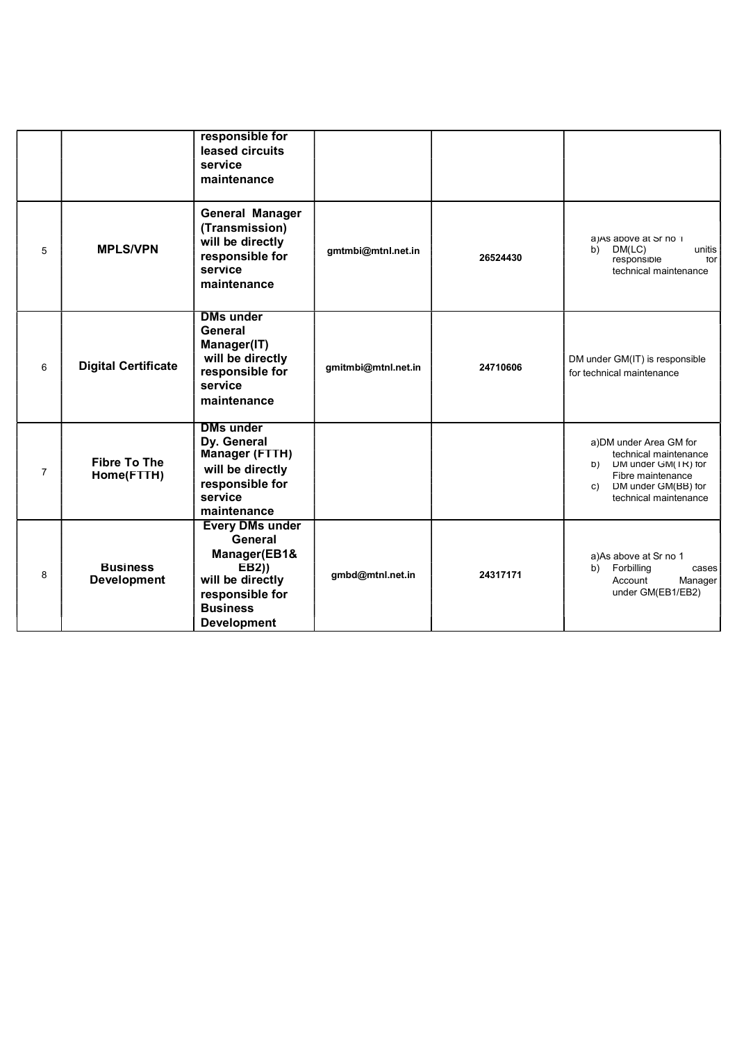| | | responsible for leased circuits service maintenance | | | |
|---|---|---|---|---|---|
| 5 | **MPLS/VPN** | **General Manager (Transmission) will be directly responsible for service maintenance** | gmtmbi@mtnl.net.in | 26524430 | a)As above at Sr no 1<br>b) DM(LC) unitis responsible for technical maintenance |
| 6 | **Digital Certificate** | **DMs under General Manager(IT) will be directly responsible for service maintenance** | gmitmbi@mtnl.net.in | 24710606 | DM under GM(IT) is responsible for technical maintenance |
| 7 | **Fibre To The Home(FTTH)** | **DMs under Dy. General Manager (FTTH) will be directly responsible for service maintenance** | | | a)DM under Area GM for technical maintenance<br>b) DM under GM(TR) for Fibre maintenance<br>c) DM under GM(BB) for technical maintenance |
| 8 | **Business Development** | **Every DMs under General Manager(EB1& EB2)) will be directly responsible for Business Development** | gmbd@mtnl.net.in | 24317171 | a)As above at Sr no 1<br>b) Forbilling cases Account Manager under GM(EB1/EB2) |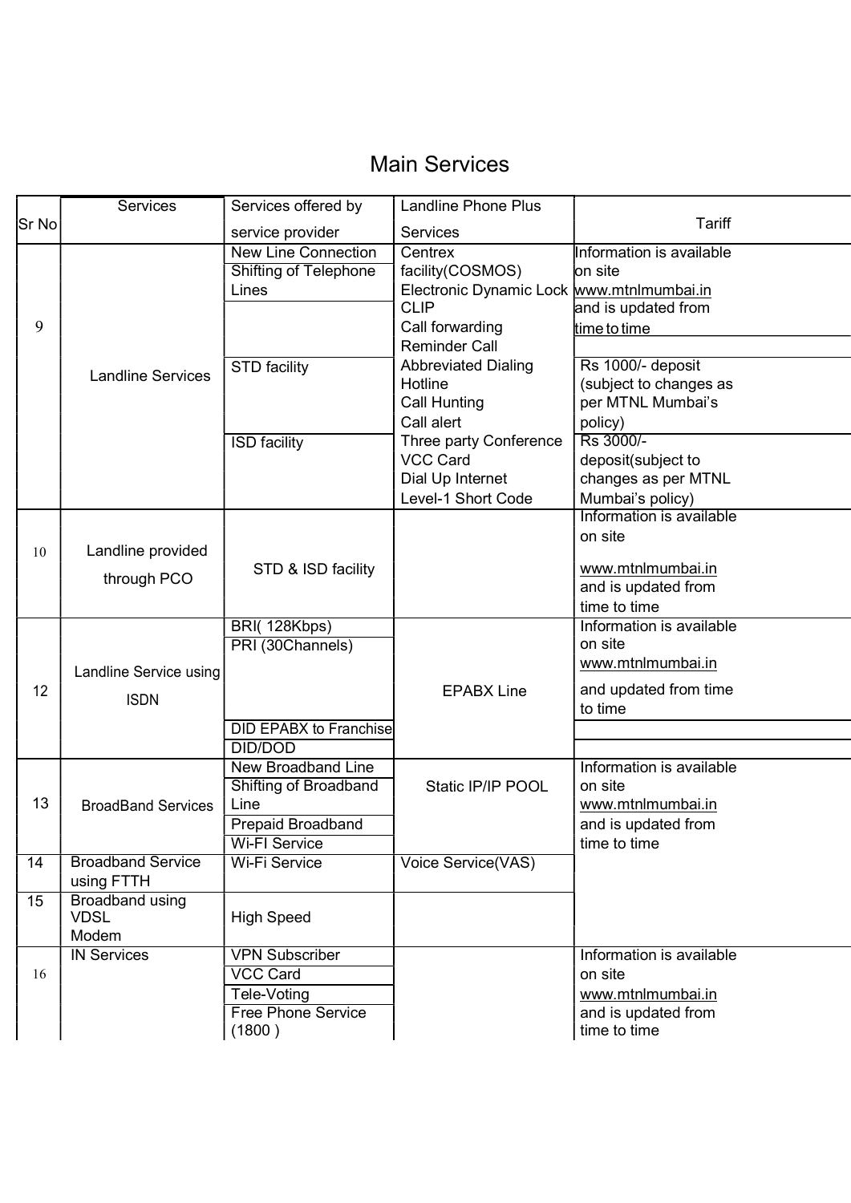# Main Services

| Sr No | Services | Services offered by service provider | Landline Phone Plus Services | Tariff |
|---|---|---|---|---|
| 9 | Landline Services | New Line Connection | Centrex facility(COSMOS) Electronic Dynamic Lock CLIP Call forwarding Reminder Call Abbreviated Dialing Hotline Call Hunting Call alert Three party Conference VCC Card Dial Up Internet Level-1 Short Code | Information is available on site www.mtnlmumbai.in and is updated from time to time |
| | | Shifting of Telephone Lines | | |
| | | STD facility | | Rs 1000/- deposit (subject to changes as per MTNL Mumbai's policy) |
| | | ISD facility | | Rs 3000/- deposit(subject to changes as per MTNL Mumbai's policy) |
| 10 | Landline provided through PCO | STD & ISD facility | | Information is available on site www.mtnlmumbai.in and is updated from time to time |
| 12 | Landline Service using ISDN | BRI( 128Kbps) | EPABX Line | Information is available on site www.mtnlmumbai.in and updated from time to time |
| | | PRI (30Channels) | | |
| | | DID EPABX to Franchise | | |
| | | DID/DOD | | |
| 13 | BroadBand Services | New Broadband Line | Static IP/IP POOL | Information is available on site www.mtnlmumbai.in and is updated from time to time |
| | | Shifting of Broadband Line | | |
| | | Prepaid Broadband | | |
| | | Wi-FI Service | | |
| 14 | Broadband Service using FTTH | Wi-Fi Service | Voice Service(VAS) | |
| 15 | Broadband using VDSL Modem | High Speed | | |
| 16 | IN Services | VPN Subscriber | | Information is available on site www.mtnlmumbai.in and is updated from time to time |
| | | VCC Card | | |
| | | Tele-Voting | | |
| | | Free Phone Service (1800 ) | | |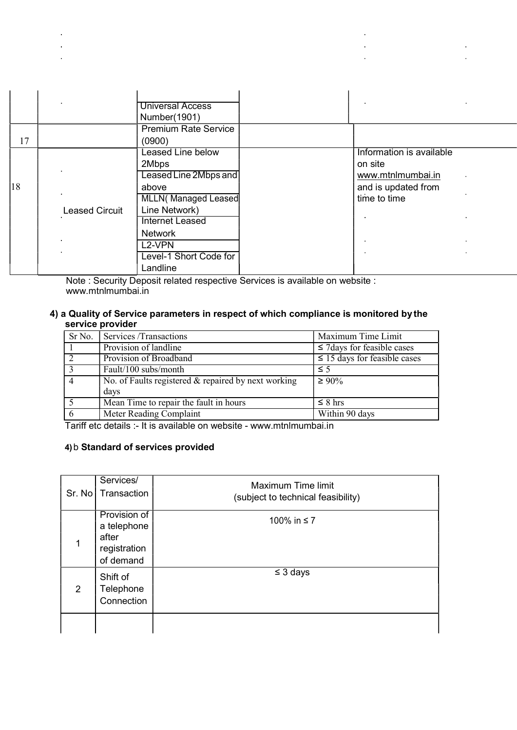| | | | | |
|---|---|---|---|---|
| | | Universal Access Number(1901) | | |
| 17 | | Premium Rate Service (0900) | | |
| 18 | Leased Circuit | Leased Line below 2Mbps | | Information is available on site www.mtnlmumbai.in and is updated from time to time |
| | | Leased Line 2Mbps and above | | |
| | | MLLN( Managed Leased Line Network) | | |
| | | Internet Leased Network | | |
| | | L2-VPN | | |
| | | Level-1 Short Code for Landline | | |

Note : Security Deposit related respective Services is available on website : www.mtnlmumbai.in

**4) a Quality of Service parameters in respect of which compliance is monitored by the service provider**

| Sr No. | Services /Transactions | Maximum Time Limit |
|---|---|---|
| 1 | Provision of landline | ≤ 7days for feasible cases |
| 2 | Provision of Broadband | ≤ 15 days for feasible cases |
| 3 | Fault/100 subs/month | ≤ 5 |
| 4 | No. of Faults registered & repaired by next working days | ≥ 90% |
| 5 | Mean Time to repair the fault in hours | ≤ 8 hrs |
| 6 | Meter Reading Complaint | Within 90 days |

Tariff etc details :- It is available on website - www.mtnlmumbai.in

**4) b Standard of services provided**

| Sr. No | Services/ Transaction | Maximum Time limit (subject to technical feasibility) |
|---|---|---|
| 1 | Provision of a telephone after registration of demand | 100% in ≤ 7 |
| 2 | Shift of Telephone Connection | ≤ 3 days |
| | | |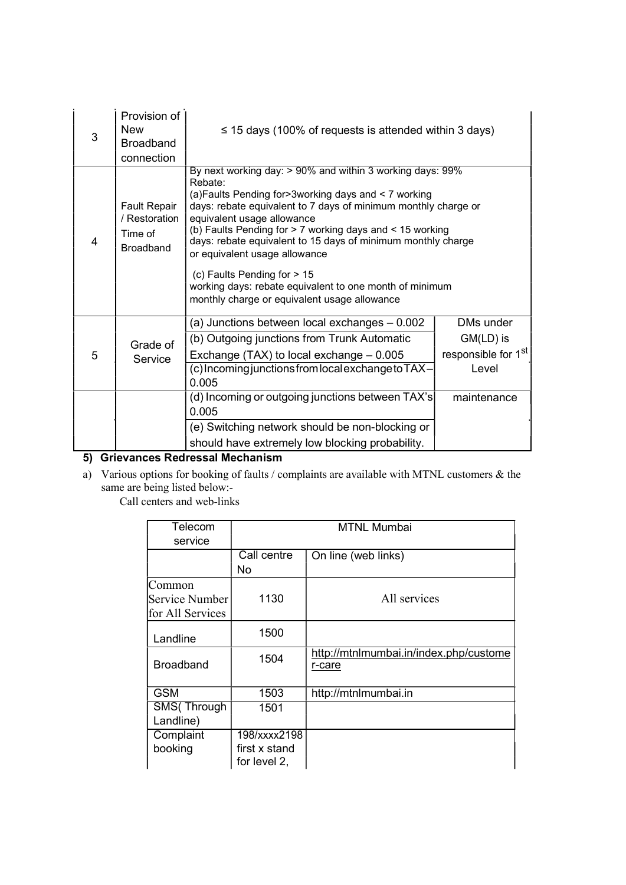| | | | |
|---|---|---|---|
| 3 | Provision of New Broadband connection | ≤ 15 days (100% of requests is attended within 3 days) | |
| 4 | Fault Repair / Restoration Time of Broadband | By next working day: > 90% and within 3 working days: 99%<br>Rebate:<br>(a)Faults Pending for>3working days and < 7 working days: rebate equivalent to 7 days of minimum monthly charge or equivalent usage allowance<br>(b) Faults Pending for > 7 working days and < 15 working days: rebate equivalent to 15 days of minimum monthly charge or equivalent usage allowance<br>(c) Faults Pending for > 15 working days: rebate equivalent to one month of minimum monthly charge or equivalent usage allowance | |
| 5 | Grade of Service | (a) Junctions between local exchanges – 0.002<br>(b) Outgoing junctions from Trunk Automatic Exchange (TAX) to local exchange – 0.005<br>(c) Incoming junctions from local exchange to TAX – 0.005 | DMs under GM(LD) is responsible for 1st Level |
| | | (d) Incoming or outgoing junctions between TAX's 0.005<br>(e) Switching network should be non-blocking or should have extremely low blocking probability. | maintenance |

**5) Grievances Redressal Mechanism**

a) Various options for booking of faults / complaints are available with MTNL customers & the same are being listed below:-

Call centers and web-links

| Telecom service | MTNL Mumbai | |
|---|---|---|
| | Call centre No | On line (web links) |
| Common Service Number for All Services | 1130 | All services |
| Landline | 1500 | |
| Broadband | 1504 | http://mtnlmumbai.in/index.php/customer-care |
| GSM | 1503 | http://mtnlmumbai.in |
| SMS( Through Landline) | 1501 | |
| Complaint booking | 198/xxxx2198 first x stand for level 2, | |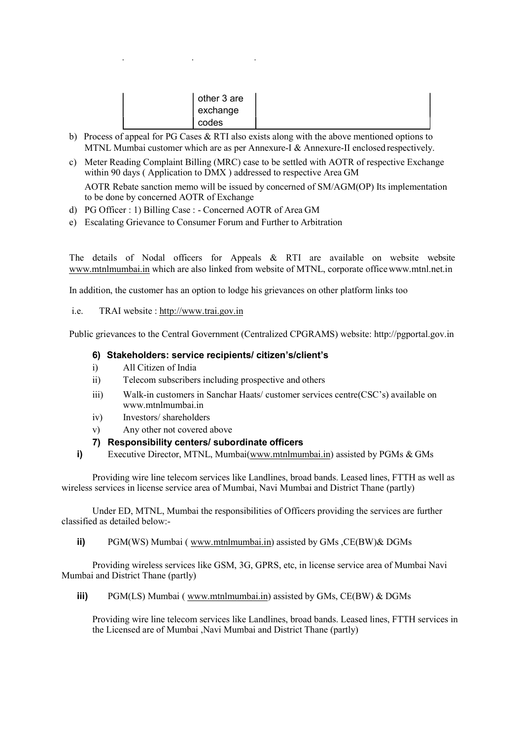| | other 3 are exchange codes | |
|---|---|---|

b) Process of appeal for PG Cases & RTI also exists along with the above mentioned options to MTNL Mumbai customer which are as per Annexure-I & Annexure-II enclosed respectively.

c) Meter Reading Complaint Billing (MRC) case to be settled with AOTR of respective Exchange within 90 days ( Application to DMX ) addressed to respective Area GM

   AOTR Rebate sanction memo will be issued by concerned of SM/AGM(OP) Its implementation to be done by concerned AOTR of Exchange

d) PG Officer : 1) Billing Case : - Concerned AOTR of Area GM

e) Escalating Grievance to Consumer Forum and Further to Arbitration

The details of Nodal officers for Appeals & RTI are available on website website www.mtnlmumbai.in which are also linked from website of MTNL, corporate office www.mtnl.net.in

In addition, the customer has an option to lodge his grievances on other platform links too

i.e. TRAI website : http://www.trai.gov.in

Public grievances to the Central Government (Centralized CPGRAMS) website: http://pgportal.gov.in

### 6) Stakeholders: service recipients/ citizen's/client's

i) All Citizen of India
ii) Telecom subscribers including prospective and others
iii) Walk-in customers in Sanchar Haats/ customer services centre(CSC's) available on www.mtnlmumbai.in
iv) Investors/ shareholders
v) Any other not covered above

### 7) Responsibility centers/ subordinate officers

**i)** Executive Director, MTNL, Mumbai(www.mtnlmumbai.in) assisted by PGMs & GMs

Providing wire line telecom services like Landlines, broad bands. Leased lines, FTTH as well as wireless services in license service area of Mumbai, Navi Mumbai and District Thane (partly)

Under ED, MTNL, Mumbai the responsibilities of Officers providing the services are further classified as detailed below:-

**ii)** PGM(WS) Mumbai ( www.mtnlmumbai.in) assisted by GMs ,CE(BW)& DGMs

Providing wireless services like GSM, 3G, GPRS, etc, in license service area of Mumbai Navi Mumbai and District Thane (partly)

**iii)** PGM(LS) Mumbai ( www.mtnlmumbai.in) assisted by GMs, CE(BW) & DGMs

Providing wire line telecom services like Landlines, broad bands. Leased lines, FTTH services in the Licensed are of Mumbai ,Navi Mumbai and District Thane (partly)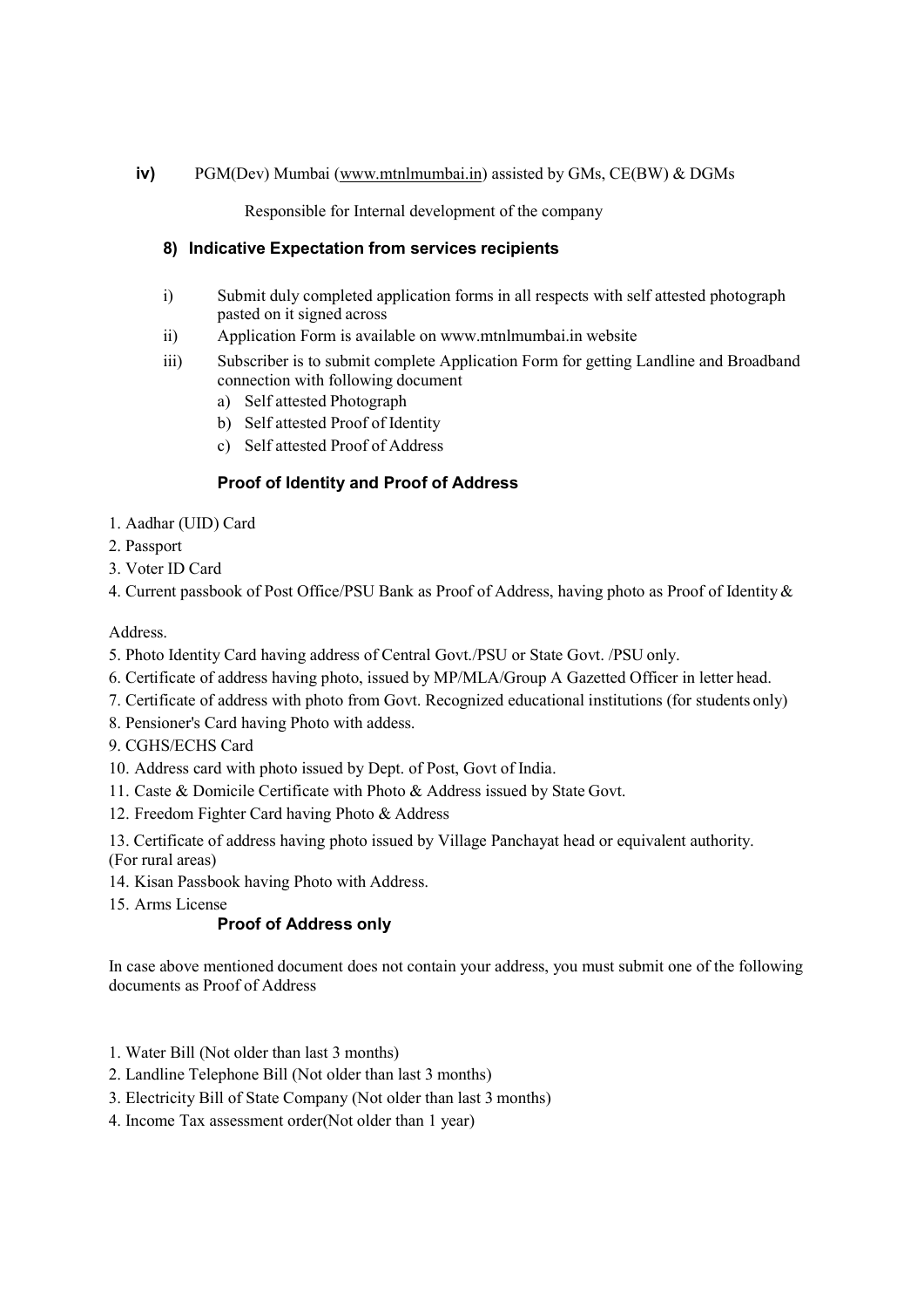**iv)** PGM(Dev) Mumbai (www.mtnlmumbai.in) assisted by GMs, CE(BW) & DGMs

Responsible for Internal development of the company

### 8) Indicative Expectation from services recipients

i) Submit duly completed application forms in all respects with self attested photograph pasted on it signed across

ii) Application Form is available on www.mtnlmumbai.in website

iii) Subscriber is to submit complete Application Form for getting Landline and Broadband connection with following document

a) Self attested Photograph
b) Self attested Proof of Identity
c) Self attested Proof of Address

#### Proof of Identity and Proof of Address

1. Aadhar (UID) Card
2. Passport
3. Voter ID Card
4. Current passbook of Post Office/PSU Bank as Proof of Address, having photo as Proof of Identity & Address.
5. Photo Identity Card having address of Central Govt./PSU or State Govt. /PSU only.
6. Certificate of address having photo, issued by MP/MLA/Group A Gazetted Officer in letter head.
7. Certificate of address with photo from Govt. Recognized educational institutions (for students only)
8. Pensioner's Card having Photo with addess.
9. CGHS/ECHS Card
10. Address card with photo issued by Dept. of Post, Govt of India.
11. Caste & Domicile Certificate with Photo & Address issued by State Govt.
12. Freedom Fighter Card having Photo & Address
13. Certificate of address having photo issued by Village Panchayat head or equivalent authority. (For rural areas)
14. Kisan Passbook having Photo with Address.
15. Arms License

#### Proof of Address only

In case above mentioned document does not contain your address, you must submit one of the following documents as Proof of Address

1. Water Bill (Not older than last 3 months)
2. Landline Telephone Bill (Not older than last 3 months)
3. Electricity Bill of State Company (Not older than last 3 months)
4. Income Tax assessment order(Not older than 1 year)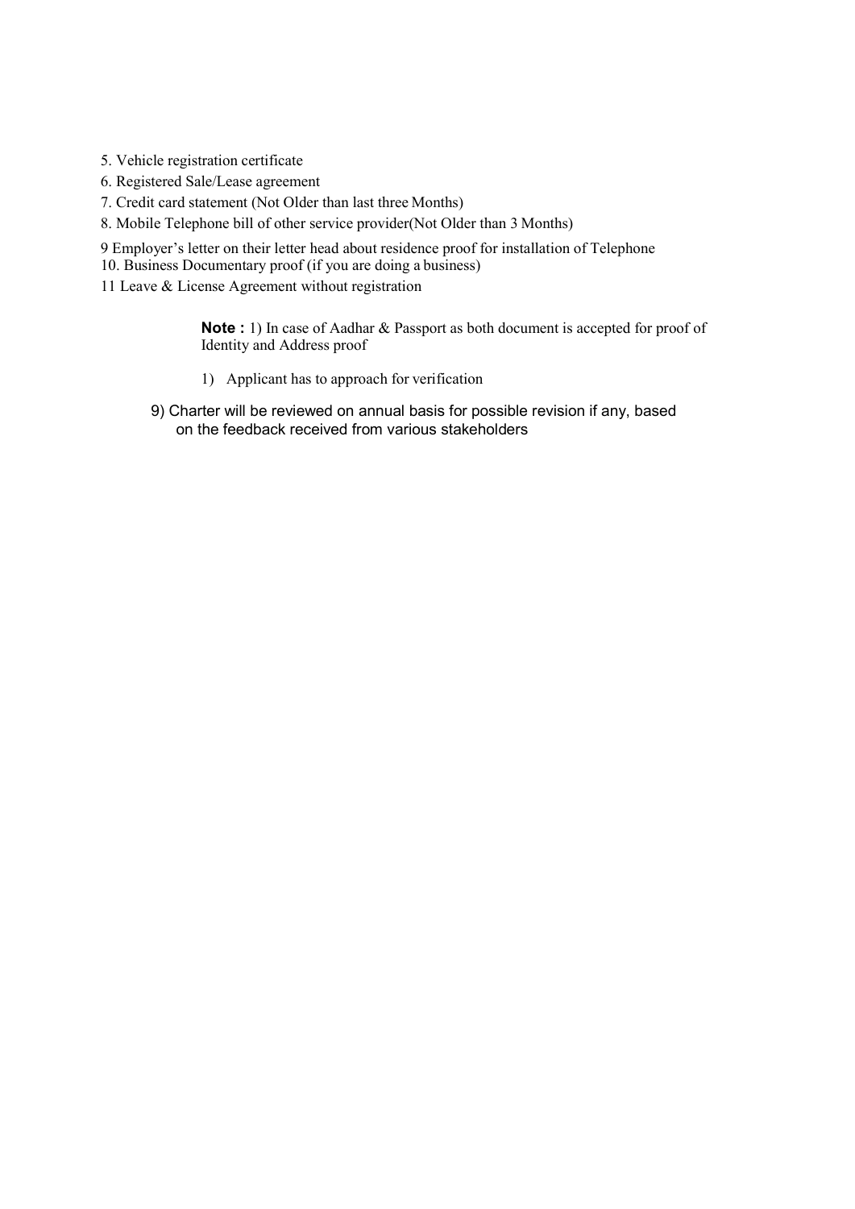5. Vehicle registration certificate
6. Registered Sale/Lease agreement
7. Credit card statement (Not Older than last three Months)
8. Mobile Telephone bill of other service provider(Not Older than 3 Months)

9 Employer's letter on their letter head about residence proof for installation of Telephone
10. Business Documentary proof (if you are doing a business)
11 Leave & License Agreement without registration

**Note :** 1) In case of Aadhar & Passport as both document is accepted for proof of Identity and Address proof

1) Applicant has to approach for verification

9) Charter will be reviewed on annual basis for possible revision if any, based on the feedback received from various stakeholders